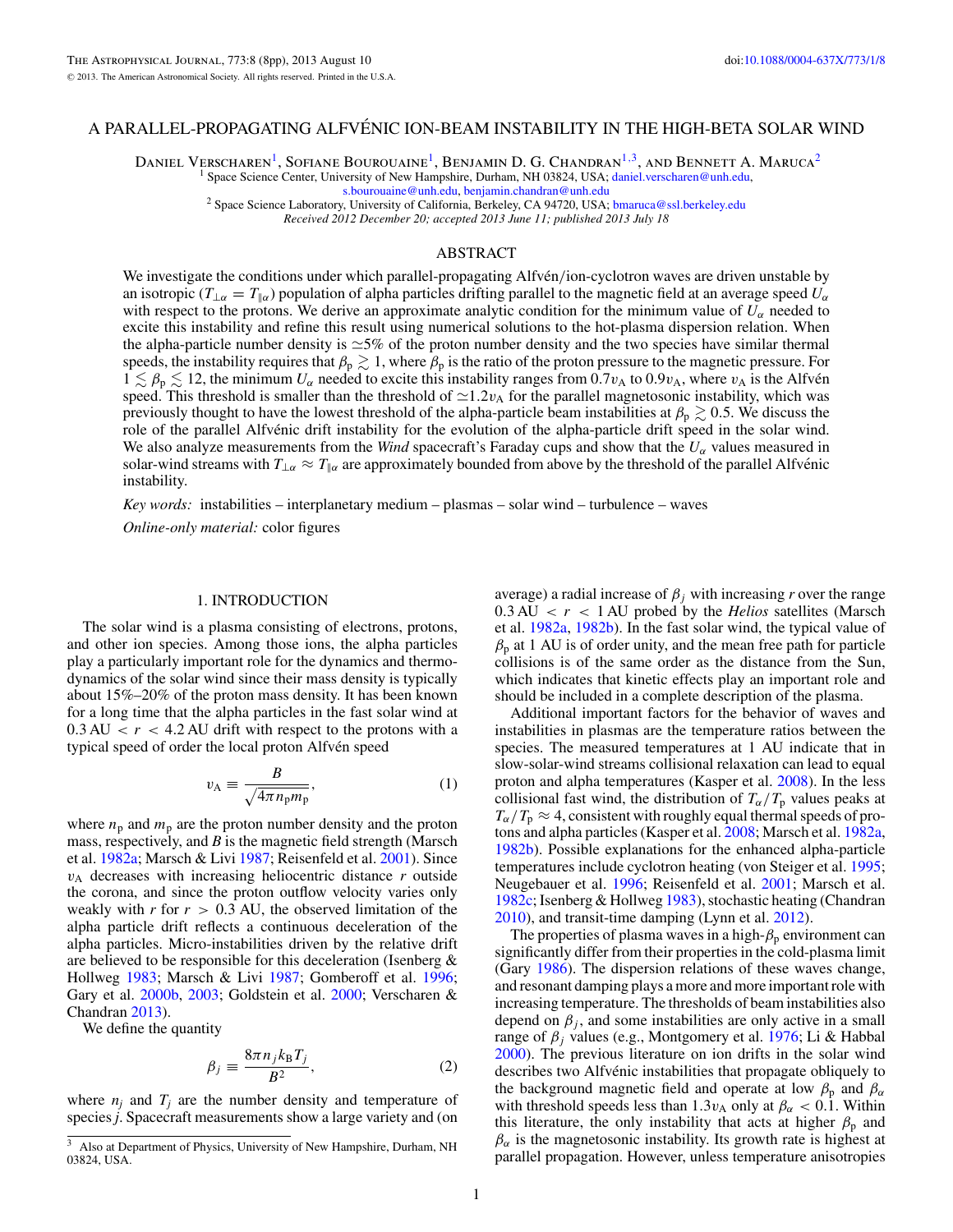# A PARALLEL-PROPAGATING ALFVÉNIC ION-BEAM INSTABILITY IN THE HIGH-BETA SOLAR WIND

Daniel Verscharen[1], Sofiane Bourouaine[1], Benjamin D. G. Chandran[1,3], and Bennett A. Maruca[2]

[1] Space Science Center, University of New Hampshire, Durham, NH 03824, USA; daniel.verscharen@unh.edu, s.bourouaine@unh.edu, benjamin.chandran@unh.edu

[2] Space Science Laboratory, University of California, Berkeley, CA 94720, USA; bmaruca@ssl.berkeley.edu

*Received 2012 December 20; accepted 2013 June 11; published 2013 July 18*

## ABSTRACT

We investigate the conditions under which parallel-propagating Alfvén/ion-cyclotron waves are driven unstable by an isotropic ($T_{\perp\alpha} = T_{\parallel\alpha}$) population of alpha particles drifting parallel to the magnetic field at an average speed $U_\alpha$ with respect to the protons. We derive an approximate analytic condition for the minimum value of $U_\alpha$ needed to excite this instability and refine this result using numerical solutions to the hot-plasma dispersion relation. When the alpha-particle number density is $\simeq$5% of the proton number density and the two species have similar thermal speeds, the instability requires that $\beta_{\rm p} \gtrsim 1$, where $\beta_{\rm p}$ is the ratio of the proton pressure to the magnetic pressure. For $1 \lesssim \beta_{\rm p} \lesssim 12$, the minimum $U_\alpha$ needed to excite this instability ranges from $0.7v_{\rm A}$ to $0.9v_{\rm A}$, where $v_{\rm A}$ is the Alfvén speed. This threshold is smaller than the threshold of $\simeq 1.2v_{\rm A}$ for the parallel magnetosonic instability, which was previously thought to have the lowest threshold of the alpha-particle beam instabilities at $\beta_{\rm p} \gtrsim 0.5$. We discuss the role of the parallel Alfvénic drift instability for the evolution of the alpha-particle drift speed in the solar wind. We also analyze measurements from the *Wind* spacecraft's Faraday cups and show that the $U_\alpha$ values measured in solar-wind streams with $T_{\perp\alpha} \approx T_{\parallel\alpha}$ are approximately bounded from above by the threshold of the parallel Alfvénic instability.

*Key words:* instabilities – interplanetary medium – plasmas – solar wind – turbulence – waves

*Online-only material:* color figures

## 1. INTRODUCTION

The solar wind is a plasma consisting of electrons, protons, and other ion species. Among those ions, the alpha particles play a particularly important role for the dynamics and thermodynamics of the solar wind since their mass density is typically about 15%–20% of the proton mass density. It has been known for a long time that the alpha particles in the fast solar wind at $0.3\,\text{AU} < r < 4.2\,\text{AU}$ drift with respect to the protons with a typical speed of order the local proton Alfvén speed

$$v_{\rm A} \equiv \frac{B}{\sqrt{4\pi n_{\rm p} m_{\rm p}}}, \tag{1}$$

where $n_{\rm p}$ and $m_{\rm p}$ are the proton number density and the proton mass, respectively, and $B$ is the magnetic field strength (Marsch et al. 1982a; Marsch & Livi 1987; Reisenfeld et al. 2001). Since $v_{\rm A}$ decreases with increasing heliocentric distance $r$ outside the corona, and since the proton outflow velocity varies only weakly with $r$ for $r > 0.3$ AU, the observed limitation of the alpha particle drift reflects a continuous deceleration of the alpha particles. Micro-instabilities driven by the relative drift are believed to be responsible for this deceleration (Isenberg & Hollweg 1983; Marsch & Livi 1987; Gomberoff et al. 1996; Gary et al. 2000b, 2003; Goldstein et al. 2000; Verscharen & Chandran 2013).

We define the quantity

$$\beta_j \equiv \frac{8\pi n_j k_{\rm B} T_j}{B^2}, \tag{2}$$

where $n_j$ and $T_j$ are the number density and temperature of species $j$. Spacecraft measurements show a large variety and (on average) a radial increase of $\beta_j$ with increasing $r$ over the range $0.3\,\text{AU} < r < 1\,\text{AU}$ probed by the *Helios* satellites (Marsch et al. 1982a, 1982b). In the fast solar wind, the typical value of $\beta_{\rm p}$ at 1 AU is of order unity, and the mean free path for particle collisions is of the same order as the distance from the Sun, which indicates that kinetic effects play an important role and should be included in a complete description of the plasma.

Additional important factors for the behavior of waves and instabilities in plasmas are the temperature ratios between the species. The measured temperatures at 1 AU indicate that in slow-solar-wind streams collisional relaxation can lead to equal proton and alpha temperatures (Kasper et al. 2008). In the less collisional fast wind, the distribution of $T_\alpha/T_{\rm p}$ values peaks at $T_\alpha/T_{\rm p} \approx 4$, consistent with roughly equal thermal speeds of protons and alpha particles (Kasper et al. 2008; Marsch et al. 1982a, 1982b). Possible explanations for the enhanced alpha-particle temperatures include cyclotron heating (von Steiger et al. 1995; Neugebauer et al. 1996; Reisenfeld et al. 2001; Marsch et al. 1982c; Isenberg & Hollweg 1983), stochastic heating (Chandran 2010), and transit-time damping (Lynn et al. 2012).

The properties of plasma waves in a high-$\beta_{\rm p}$ environment can significantly differ from their properties in the cold-plasma limit (Gary 1986). The dispersion relations of these waves change, and resonant damping plays a more and more important role with increasing temperature. The thresholds of beam instabilities also depend on $\beta_j$, and some instabilities are only active in a small range of $\beta_j$ values (e.g., Montgomery et al. 1976; Li & Habbal 2000). The previous literature on ion drifts in the solar wind describes two Alfvénic instabilities that propagate obliquely to the background magnetic field and operate at low $\beta_{\rm p}$ and $\beta_\alpha$ with threshold speeds less than $1.3v_{\rm A}$ only at $\beta_\alpha < 0.1$. Within this literature, the only instability that acts at higher $\beta_{\rm p}$ and $\beta_\alpha$ is the magnetosonic instability. Its growth rate is highest at parallel propagation. However, unless temperature anisotropies

[3] Also at Department of Physics, University of New Hampshire, Durham, NH 03824, USA.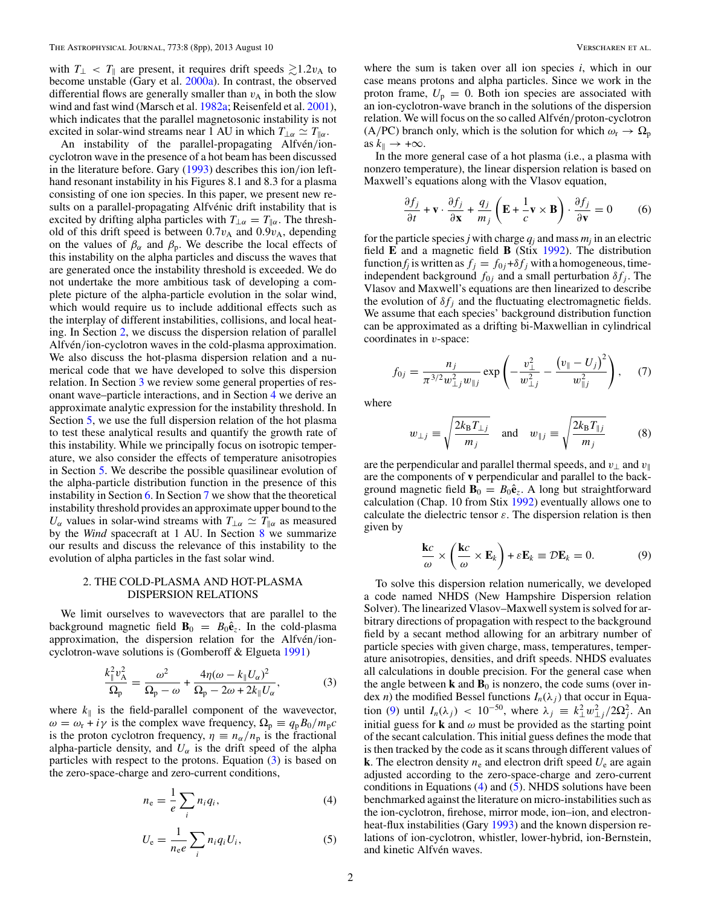with $T_\perp < T_\parallel$ are present, it requires drift speeds $\gtrsim 1.2 v_{\mathrm{A}}$ to become unstable (Gary et al. 2000a). In contrast, the observed differential flows are generally smaller than $v_{\mathrm{A}}$ in both the slow wind and fast wind (Marsch et al. 1982a; Reisenfeld et al. 2001), which indicates that the parallel magnetosonic instability is not excited in solar-wind streams near 1 AU in which $T_{\perp\alpha} \simeq T_{\parallel\alpha}$.

An instability of the parallel-propagating Alfvén/ion-cyclotron wave in the presence of a hot beam has been discussed in the literature before. Gary (1993) describes this ion/ion left-hand resonant instability in his Figures 8.1 and 8.3 for a plasma consisting of one ion species. In this paper, we present new results on a parallel-propagating Alfvénic drift instability that is excited by drifting alpha particles with $T_{\perp\alpha} = T_{\parallel\alpha}$. The threshold of this drift speed is between $0.7 v_{\mathrm{A}}$ and $0.9 v_{\mathrm{A}}$, depending on the values of $\beta_\alpha$ and $\beta_{\mathrm{p}}$. We describe the local effects of this instability on the alpha particles and discuss the waves that are generated once the instability threshold is exceeded. We do not undertake the more ambitious task of developing a complete picture of the alpha-particle evolution in the solar wind, which would require us to include additional effects such as the interplay of different instabilities, collisions, and local heating. In Section 2, we discuss the dispersion relation of parallel Alfvén/ion-cyclotron waves in the cold-plasma approximation. We also discuss the hot-plasma dispersion relation and a numerical code that we have developed to solve this dispersion relation. In Section 3 we review some general properties of resonant wave–particle interactions, and in Section 4 we derive an approximate analytic expression for the instability threshold. In Section 5, we use the full dispersion relation of the hot plasma to test these analytical results and quantify the growth rate of this instability. While we principally focus on isotropic temperature, we also consider the effects of temperature anisotropies in Section 5. We describe the possible quasilinear evolution of the alpha-particle distribution function in the presence of this instability in Section 6. In Section 7 we show that the theoretical instability threshold provides an approximate upper bound to the $U_\alpha$ values in solar-wind streams with $T_{\perp\alpha} \simeq T_{\parallel\alpha}$ as measured by the *Wind* spacecraft at 1 AU. In Section 8 we summarize our results and discuss the relevance of this instability to the evolution of alpha particles in the fast solar wind.

## 2. THE COLD-PLASMA AND HOT-PLASMA DISPERSION RELATIONS

We limit ourselves to wavevectors that are parallel to the background magnetic field $\mathbf{B}_0 = B_0 \hat{\mathbf{e}}_z$. In the cold-plasma approximation, the dispersion relation for the Alfvén/ion-cyclotron-wave solutions is (Gomberoff & Elgueta 1991)

$$\frac{k_\parallel^2 v_{\mathrm{A}}^2}{\Omega_{\mathrm{p}}} = \frac{\omega^2}{\Omega_{\mathrm{p}} - \omega} + \frac{4\eta(\omega - k_\parallel U_\alpha)^2}{\Omega_{\mathrm{p}} - 2\omega + 2k_\parallel U_\alpha}, \tag{3}$$

where $k_\parallel$ is the field-parallel component of the wavevector, $\omega = \omega_{\mathrm{r}} + i\gamma$ is the complex wave frequency, $\Omega_{\mathrm{p}} \equiv q_{\mathrm{p}} B_0 / m_{\mathrm{p}} c$ is the proton cyclotron frequency, $\eta \equiv n_\alpha / n_{\mathrm{p}}$ is the fractional alpha-particle density, and $U_\alpha$ is the drift speed of the alpha particles with respect to the protons. Equation (3) is based on the zero-space-charge and zero-current conditions,

$$n_{\mathrm{e}} = \frac{1}{e} \sum_i n_i q_i, \tag{4}$$

$$U_{\mathrm{e}} = \frac{1}{n_{\mathrm{e}} e} \sum_i n_i q_i U_i, \tag{5}$$

where the sum is taken over all ion species $i$, which in our case means protons and alpha particles. Since we work in the proton frame, $U_{\mathrm{p}} = 0$. Both ion species are associated with an ion-cyclotron-wave branch in the solutions of the dispersion relation. We will focus on the so called Alfvén/proton-cyclotron (A/PC) branch only, which is the solution for which $\omega_{\mathrm{r}} \to \Omega_{\mathrm{p}}$ as $k_\parallel \to +\infty$.

In the more general case of a hot plasma (i.e., a plasma with nonzero temperature), the linear dispersion relation is based on Maxwell's equations along with the Vlasov equation,

$$\frac{\partial f_j}{\partial t} + \mathbf{v} \cdot \frac{\partial f_j}{\partial \mathbf{x}} + \frac{q_j}{m_j}\left(\mathbf{E} + \frac{1}{c}\mathbf{v} \times \mathbf{B}\right) \cdot \frac{\partial f_j}{\partial \mathbf{v}} = 0 \tag{6}$$

for the particle species $j$ with charge $q_j$ and mass $m_j$ in an electric field $\mathbf{E}$ and a magnetic field $\mathbf{B}$ (Stix 1992). The distribution function $f_j$ is written as $f_j = f_{0j} + \delta f_j$ with a homogeneous, time-independent background $f_{0j}$ and a small perturbation $\delta f_j$. The Vlasov and Maxwell's equations are then linearized to describe the evolution of $\delta f_j$ and the fluctuating electromagnetic fields. We assume that each species' background distribution function can be approximated as a drifting bi-Maxwellian in cylindrical coordinates in $v$-space:

$$f_{0j} = \frac{n_j}{\pi^{3/2} w_{\perp j}^2 w_{\parallel j}} \exp\left(-\frac{v_\perp^2}{w_{\perp j}^2} - \frac{\left(v_\parallel - U_j\right)^2}{w_{\parallel j}^2}\right), \tag{7}$$

where

$$w_{\perp j} \equiv \sqrt{\frac{2k_{\mathrm{B}} T_{\perp j}}{m_j}} \quad \text{and} \quad w_{\parallel j} \equiv \sqrt{\frac{2k_{\mathrm{B}} T_{\parallel j}}{m_j}} \tag{8}$$

are the perpendicular and parallel thermal speeds, and $v_\perp$ and $v_\parallel$ are the components of $\mathbf{v}$ perpendicular and parallel to the background magnetic field $\mathbf{B}_0 = B_0 \hat{\mathbf{e}}_z$. A long but straightforward calculation (Chap. 10 from Stix 1992) eventually allows one to calculate the dielectric tensor $\varepsilon$. The dispersion relation is then given by

$$\frac{\mathbf{k}c}{\omega} \times \left(\frac{\mathbf{k}c}{\omega} \times \mathbf{E}_k\right) + \varepsilon \mathbf{E}_k \equiv \mathcal{D}\mathbf{E}_k = 0. \tag{9}$$

To solve this dispersion relation numerically, we developed a code named NHDS (New Hampshire Dispersion relation Solver). The linearized Vlasov–Maxwell system is solved for arbitrary directions of propagation with respect to the background field by a secant method allowing for an arbitrary number of particle species with given charge, mass, temperatures, temperature anisotropies, densities, and drift speeds. NHDS evaluates all calculations in double precision. For the general case when the angle between $\mathbf{k}$ and $\mathbf{B}_0$ is nonzero, the code sums (over index $n$) the modified Bessel functions $I_n(\lambda_j)$ that occur in Equation (9) until $I_n(\lambda_j) < 10^{-50}$, where $\lambda_j \equiv k_\perp^2 w_{\perp j}^2 / 2\Omega_j^2$. An initial guess for $\mathbf{k}$ and $\omega$ must be provided as the starting point of the secant calculation. This initial guess defines the mode that is then tracked by the code as it scans through different values of $\mathbf{k}$. The electron density $n_{\mathrm{e}}$ and electron drift speed $U_{\mathrm{e}}$ are again adjusted according to the zero-space-charge and zero-current conditions in Equations (4) and (5). NHDS solutions have been benchmarked against the literature on micro-instabilities such as the ion-cyclotron, firehose, mirror mode, ion–ion, and electron-heat-flux instabilities (Gary 1993) and the known dispersion relations of ion-cyclotron, whistler, lower-hybrid, ion-Bernstein, and kinetic Alfvén waves.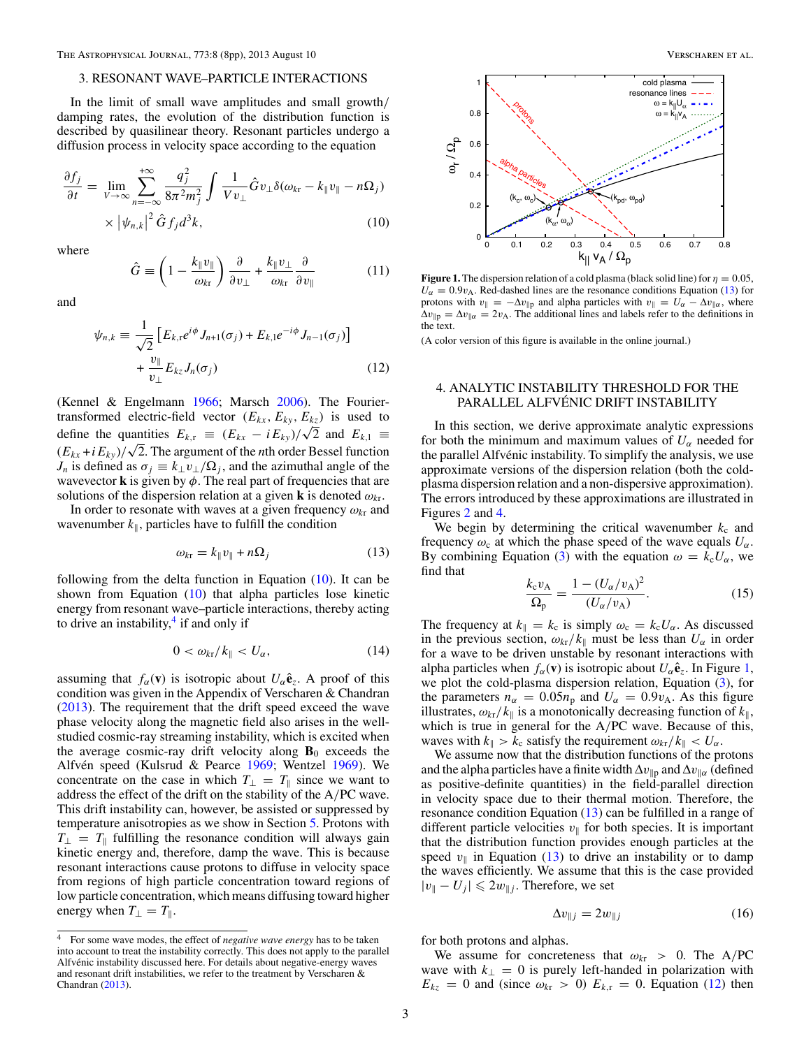## 3. RESONANT WAVE–PARTICLE INTERACTIONS

In the limit of small wave amplitudes and small growth/damping rates, the evolution of the distribution function is described by quasilinear theory. Resonant particles undergo a diffusion process in velocity space according to the equation

$$\frac{\partial f_j}{\partial t} = \lim_{V\to\infty} \sum_{n=-\infty}^{+\infty} \frac{q_j^2}{8\pi^2 m_j^2} \int \frac{1}{V v_\perp} \hat{G} v_\perp \delta(\omega_{kr} - k_\parallel v_\parallel - n\Omega_j) \times \left|\psi_{n,k}\right|^2 \hat{G} f_j d^3k, \tag{10}$$

where

$$\hat{G} \equiv \left(1 - \frac{k_\parallel v_\parallel}{\omega_{kr}}\right)\frac{\partial}{\partial v_\perp} + \frac{k_\parallel v_\perp}{\omega_{kr}}\frac{\partial}{\partial v_\parallel} \tag{11}$$

and

$$\psi_{n,k} \equiv \frac{1}{\sqrt{2}}\left[E_{k,\mathrm{r}} e^{i\phi} J_{n+1}(\sigma_j) + E_{k,\mathrm{l}} e^{-i\phi} J_{n-1}(\sigma_j)\right] + \frac{v_\parallel}{v_\perp} E_{kz} J_n(\sigma_j) \tag{12}$$

(Kennel & Engelmann 1966; Marsch 2006). The Fourier-transformed electric-field vector $(E_{kx}, E_{ky}, E_{kz})$ is used to define the quantities $E_{k,\mathrm{r}} \equiv (E_{kx} - iE_{ky})/\sqrt{2}$ and $E_{k,\mathrm{l}} \equiv (E_{kx} + iE_{ky})/\sqrt{2}$. The argument of the $n$th order Bessel function $J_n$ is defined as $\sigma_j \equiv k_\perp v_\perp/\Omega_j$, and the azimuthal angle of the wavevector $\mathbf{k}$ is given by $\phi$. The real part of frequencies that are solutions of the dispersion relation at a given $\mathbf{k}$ is denoted $\omega_{kr}$.

In order to resonate with waves at a given frequency $\omega_{kr}$ and wavenumber $k_\parallel$, particles have to fulfill the condition

$$\omega_{kr} = k_\parallel v_\parallel + n\Omega_j \tag{13}$$

following from the delta function in Equation (10). It can be shown from Equation (10) that alpha particles lose kinetic energy from resonant wave–particle interactions, thereby acting to drive an instability,[4] if and only if

$$0 < \omega_{kr}/k_\parallel < U_\alpha, \tag{14}$$

assuming that $f_\alpha(\mathbf{v})$ is isotropic about $U_\alpha \hat{\mathbf{e}}_z$. A proof of this condition was given in the Appendix of Verscharen & Chandran (2013). The requirement that the drift speed exceed the wave phase velocity along the magnetic field also arises in the well-studied cosmic-ray streaming instability, which is excited when the average cosmic-ray drift velocity along $\mathbf{B}_0$ exceeds the Alfvén speed (Kulsrud & Pearce 1969; Wentzel 1969). We concentrate on the case in which $T_\perp = T_\parallel$ since we want to address the effect of the drift on the stability of the A/PC wave. This drift instability can, however, be assisted or suppressed by temperature anisotropies as we show in Section 5. Protons with $T_\perp = T_\parallel$ fulfilling the resonance condition will always gain kinetic energy and, therefore, damp the wave. This is because resonant interactions cause protons to diffuse in velocity space from regions of high particle concentration toward regions of low particle concentration, which means diffusing toward higher energy when $T_\perp = T_\parallel$.

[4] For some wave modes, the effect of *negative wave energy* has to be taken into account to treat the instability correctly. This does not apply to the parallel Alfvénic instability discussed here. For details about negative-energy waves and resonant drift instabilities, we refer to the treatment by Verscharen & Chandran (2013).

**Figure 1.** The dispersion relation of a cold plasma (black solid line) for $\eta = 0.05$, $U_\alpha = 0.9v_\mathrm{A}$. Red-dashed lines are the resonance conditions Equation (13) for protons with $v_\parallel = -\Delta v_{\parallel\mathrm{p}}$ and alpha particles with $v_\parallel = U_\alpha - \Delta v_{\parallel\alpha}$, where $\Delta v_{\parallel\mathrm{p}} = \Delta v_{\parallel\alpha} = 2v_\mathrm{A}$. The additional lines and labels refer to the definitions in the text.

(A color version of this figure is available in the online journal.)

## 4. ANALYTIC INSTABILITY THRESHOLD FOR THE PARALLEL ALFVÉNIC DRIFT INSTABILITY

In this section, we derive approximate analytic expressions for both the minimum and maximum values of $U_\alpha$ needed for the parallel Alfvénic instability. To simplify the analysis, we use approximate versions of the dispersion relation (both the cold-plasma dispersion relation and a non-dispersive approximation). The errors introduced by these approximations are illustrated in Figures 2 and 4.

We begin by determining the critical wavenumber $k_\mathrm{c}$ and frequency $\omega_\mathrm{c}$ at which the phase speed of the wave equals $U_\alpha$. By combining Equation (3) with the equation $\omega = k_\mathrm{c} U_\alpha$, we find that

$$\frac{k_\mathrm{c} v_\mathrm{A}}{\Omega_\mathrm{p}} = \frac{1 - (U_\alpha/v_\mathrm{A})^2}{(U_\alpha/v_\mathrm{A})}. \tag{15}$$

The frequency at $k_\parallel = k_\mathrm{c}$ is simply $\omega_\mathrm{c} = k_\mathrm{c} U_\alpha$. As discussed in the previous section, $\omega_{kr}/k_\parallel$ must be less than $U_\alpha$ in order for a wave to be driven unstable by resonant interactions with alpha particles when $f_\alpha(\mathbf{v})$ is isotropic about $U_\alpha \hat{\mathbf{e}}_z$. In Figure 1, we plot the cold-plasma dispersion relation, Equation (3), for the parameters $n_\alpha = 0.05 n_\mathrm{p}$ and $U_\alpha = 0.9v_\mathrm{A}$. As this figure illustrates, $\omega_{kr}/k_\parallel$ is a monotonically decreasing function of $k_\parallel$, which is true in general for the A/PC wave. Because of this, waves with $k_\parallel > k_\mathrm{c}$ satisfy the requirement $\omega_{kr}/k_\parallel < U_\alpha$.

We assume now that the distribution functions of the protons and the alpha particles have a finite width $\Delta v_{\parallel\mathrm{p}}$ and $\Delta v_{\parallel\alpha}$ (defined as positive-definite quantities) in the field-parallel direction in velocity space due to their thermal motion. Therefore, the resonance condition Equation (13) can be fulfilled in a range of different particle velocities $v_\parallel$ for both species. It is important that the distribution function provides enough particles at the speed $v_\parallel$ in Equation (13) to drive an instability or to damp the waves efficiently. We assume that this is the case provided $|v_\parallel - U_j| \leqslant 2w_{\parallel j}$. Therefore, we set

$$\Delta v_{\parallel j} = 2w_{\parallel j} \tag{16}$$

for both protons and alphas.

We assume for concreteness that $\omega_{kr} > 0$. The A/PC wave with $k_\perp = 0$ is purely left-handed in polarization with $E_{kz} = 0$ and (since $\omega_{kr} > 0$) $E_{k,\mathrm{r}} = 0$. Equation (12) then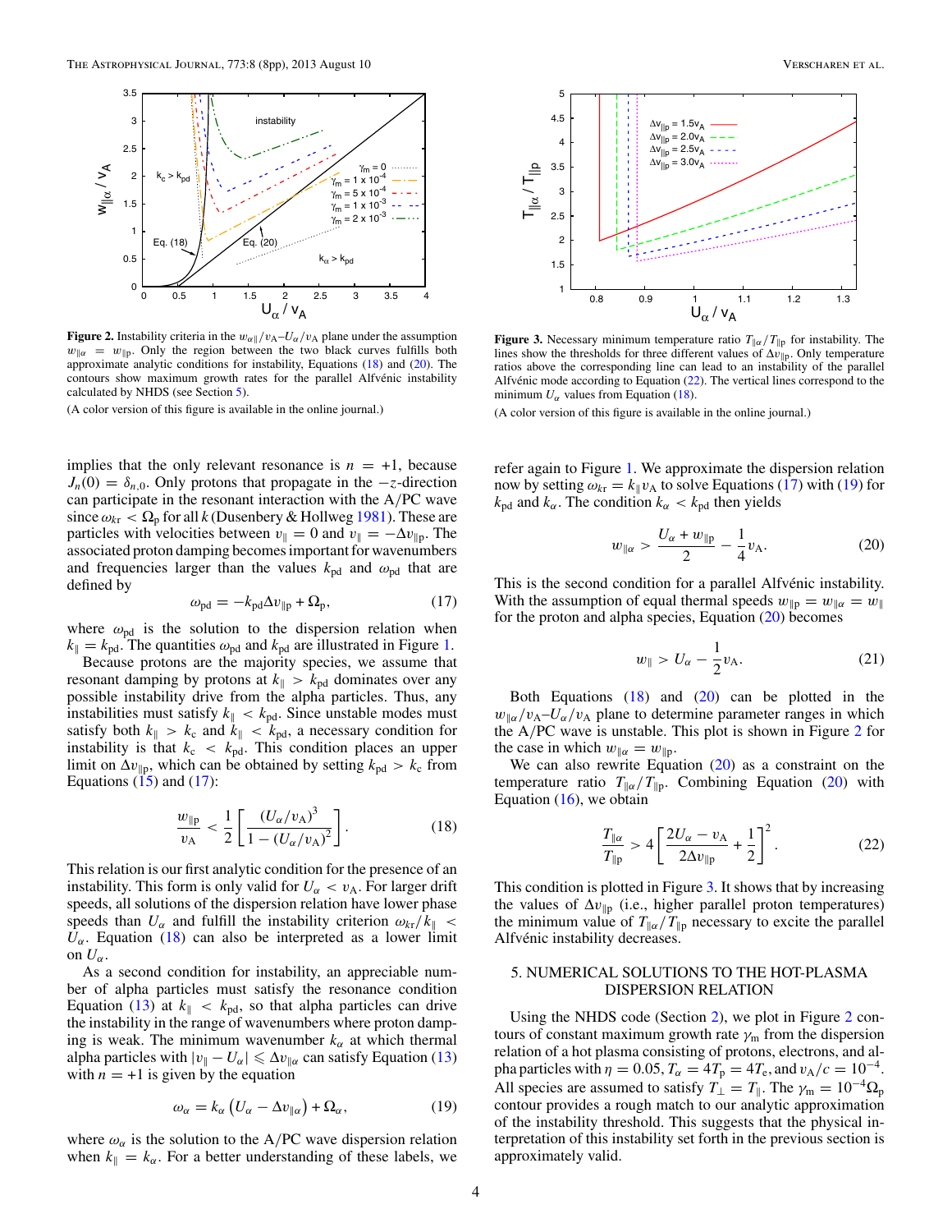**Figure 2.** Instability criteria in the $w_{\parallel\alpha}/v_{\mathrm{A}}$–$U_\alpha/v_{\mathrm{A}}$ plane under the assumption $w_{\parallel\alpha} = w_{\parallel\mathrm{p}}$. Only the region between the two black curves fulfills both approximate analytic conditions for instability, Equations (18) and (20). The contours show maximum growth rates for the parallel Alfvénic instability calculated by NHDS (see Section 5).

(A color version of this figure is available in the online journal.)

**Figure 3.** Necessary minimum temperature ratio $T_{\parallel\alpha}/T_{\parallel\mathrm{p}}$ for instability. The lines show the thresholds for three different values of $\Delta v_{\parallel\mathrm{p}}$. Only temperature ratios above the corresponding line can lead to an instability of the parallel Alfvénic mode according to Equation (22). The vertical lines correspond to the minimum $U_\alpha$ values from Equation (18).

(A color version of this figure is available in the online journal.)

implies that the only relevant resonance is $n = +1$, because $J_n(0) = \delta_{n,0}$. Only protons that propagate in the $-z$-direction can participate in the resonant interaction with the A/PC wave since $\omega_{kr} < \Omega_{\mathrm{p}}$ for all $k$ (Dusenbery & Hollweg 1981). These are particles with velocities between $v_\parallel = 0$ and $v_\parallel = -\Delta v_{\parallel\mathrm{p}}$. The associated proton damping becomes important for wavenumbers and frequencies larger than the values $k_{\mathrm{pd}}$ and $\omega_{\mathrm{pd}}$ that are defined by

$$\omega_{\mathrm{pd}} = -k_{\mathrm{pd}}\Delta v_{\parallel\mathrm{p}} + \Omega_{\mathrm{p}}, \tag{17}$$

where $\omega_{\mathrm{pd}}$ is the solution to the dispersion relation when $k_\parallel = k_{\mathrm{pd}}$. The quantities $\omega_{\mathrm{pd}}$ and $k_{\mathrm{pd}}$ are illustrated in Figure 1.

Because protons are the majority species, we assume that resonant damping by protons at $k_\parallel > k_{\mathrm{pd}}$ dominates over any possible instability drive from the alpha particles. Thus, any instabilities must satisfy $k_\parallel < k_{\mathrm{pd}}$. Since unstable modes must satisfy both $k_\parallel > k_{\mathrm{c}}$ and $k_\parallel < k_{\mathrm{pd}}$, a necessary condition for instability is that $k_{\mathrm{c}} < k_{\mathrm{pd}}$. This condition places an upper limit on $\Delta v_{\parallel\mathrm{p}}$, which can be obtained by setting $k_{\mathrm{pd}} > k_{\mathrm{c}}$ from Equations (15) and (17):

$$\frac{w_{\parallel\mathrm{p}}}{v_{\mathrm{A}}} < \frac{1}{2}\left[\frac{(U_\alpha/v_{\mathrm{A}})^3}{1-(U_\alpha/v_{\mathrm{A}})^2}\right]. \tag{18}$$

This relation is our first analytic condition for the presence of an instability. This form is only valid for $U_\alpha < v_{\mathrm{A}}$. For larger drift speeds, all solutions of the dispersion relation have lower phase speeds than $U_\alpha$ and fulfill the instability criterion $\omega_{kr}/k_\parallel < U_\alpha$. Equation (18) can also be interpreted as a lower limit on $U_\alpha$.

As a second condition for instability, an appreciable number of alpha particles must satisfy the resonance condition Equation (13) at $k_\parallel < k_{\mathrm{pd}}$, so that alpha particles can drive the instability in the range of wavenumbers where proton damping is weak. The minimum wavenumber $k_\alpha$ at which thermal alpha particles with $|v_\parallel - U_\alpha| \leqslant \Delta v_{\parallel\alpha}$ can satisfy Equation (13) with $n = +1$ is given by the equation

$$\omega_\alpha = k_\alpha\left(U_\alpha - \Delta v_{\parallel\alpha}\right) + \Omega_\alpha, \tag{19}$$

where $\omega_\alpha$ is the solution to the A/PC wave dispersion relation when $k_\parallel = k_\alpha$. For a better understanding of these labels, we refer again to Figure 1. We approximate the dispersion relation now by setting $\omega_{kr} = k_\parallel v_{\mathrm{A}}$ to solve Equations (17) with (19) for $k_{\mathrm{pd}}$ and $k_\alpha$. The condition $k_\alpha < k_{\mathrm{pd}}$ then yields

$$w_{\parallel\alpha} > \frac{U_\alpha + w_{\parallel\mathrm{p}}}{2} - \frac{1}{4}v_{\mathrm{A}}. \tag{20}$$

This is the second condition for a parallel Alfvénic instability. With the assumption of equal thermal speeds $w_{\parallel\mathrm{p}} = w_{\parallel\alpha} = w_\parallel$ for the proton and alpha species, Equation (20) becomes

$$w_\parallel > U_\alpha - \frac{1}{2}v_{\mathrm{A}}. \tag{21}$$

Both Equations (18) and (20) can be plotted in the $w_{\parallel\alpha}/v_{\mathrm{A}}$–$U_\alpha/v_{\mathrm{A}}$ plane to determine parameter ranges in which the A/PC wave is unstable. This plot is shown in Figure 2 for the case in which $w_{\parallel\alpha} = w_{\parallel\mathrm{p}}$.

We can also rewrite Equation (20) as a constraint on the temperature ratio $T_{\parallel\alpha}/T_{\parallel\mathrm{p}}$. Combining Equation (20) with Equation (16), we obtain

$$\frac{T_{\parallel\alpha}}{T_{\parallel\mathrm{p}}} > 4\left[\frac{2U_\alpha - v_{\mathrm{A}}}{2\Delta v_{\parallel\mathrm{p}}} + \frac{1}{2}\right]^2. \tag{22}$$

This condition is plotted in Figure 3. It shows that by increasing the values of $\Delta v_{\parallel\mathrm{p}}$ (i.e., higher parallel proton temperatures) the minimum value of $T_{\parallel\alpha}/T_{\parallel\mathrm{p}}$ necessary to excite the parallel Alfvénic instability decreases.

## 5. NUMERICAL SOLUTIONS TO THE HOT-PLASMA DISPERSION RELATION

Using the NHDS code (Section 2), we plot in Figure 2 contours of constant maximum growth rate $\gamma_{\mathrm{m}}$ from the dispersion relation of a hot plasma consisting of protons, electrons, and alpha particles with $\eta = 0.05$, $T_\alpha = 4T_{\mathrm{p}} = 4T_{\mathrm{e}}$, and $v_{\mathrm{A}}/c = 10^{-4}$. All species are assumed to satisfy $T_\perp = T_\parallel$. The $\gamma_{\mathrm{m}} = 10^{-4}\Omega_{\mathrm{p}}$ contour provides a rough match to our analytic approximation of the instability threshold. This suggests that the physical interpretation of this instability set forth in the previous section is approximately valid.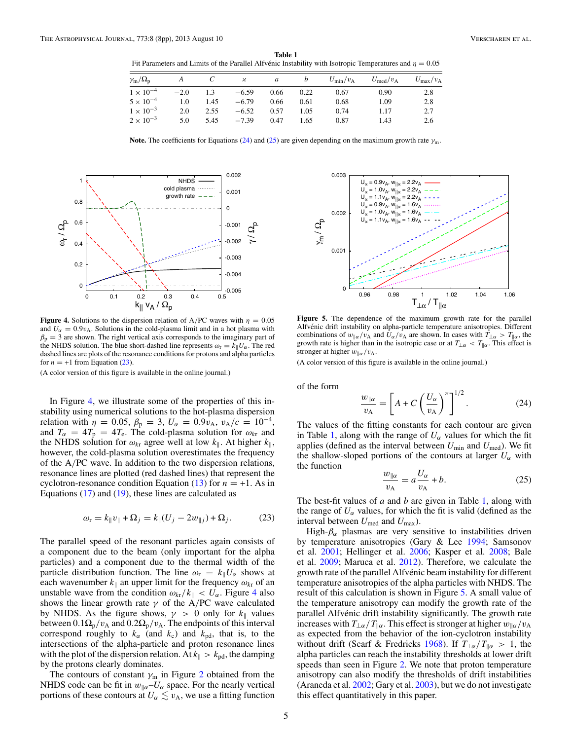**Table 1**
Fit Parameters and Limits of the Parallel Alfvénic Instability with Isotropic Temperatures and $\eta = 0.05$

| $\gamma_m/\Omega_p$ | $A$ | $C$ | $\varkappa$ | $a$ | $b$ | $U_{min}/v_A$ | $U_{med}/v_A$ | $U_{max}/v_A$ |
|---|---|---|---|---|---|---|---|---|
| $1 \times 10^{-4}$ | $-2.0$ | 1.3 | $-6.59$ | 0.66 | 0.22 | 0.67 | 0.90 | 2.8 |
| $5 \times 10^{-4}$ | 1.0 | 1.45 | $-6.79$ | 0.66 | 0.61 | 0.68 | 1.09 | 2.8 |
| $1 \times 10^{-3}$ | 2.0 | 2.55 | $-6.52$ | 0.57 | 1.05 | 0.74 | 1.17 | 2.7 |
| $2 \times 10^{-3}$ | 5.0 | 5.45 | $-7.39$ | 0.47 | 1.65 | 0.87 | 1.43 | 2.6 |

**Note.** The coefficients for Equations (24) and (25) are given depending on the maximum growth rate $\gamma_m$.

**Figure 4.** Solutions to the dispersion relation of A/PC waves with $\eta = 0.05$ and $U_\alpha = 0.9v_A$. Solutions in the cold-plasma limit and in a hot plasma with $\beta_p = 3$ are shown. The right vertical axis corresponds to the imaginary part of the NHDS solution. The blue short-dashed line represents $\omega_r = k_\parallel U_\alpha$. The red dashed lines are plots of the resonance conditions for protons and alpha particles for $n = +1$ from Equation (23).

(A color version of this figure is available in the online journal.)

In Figure 4, we illustrate some of the properties of this instability using numerical solutions to the hot-plasma dispersion relation with $\eta = 0.05$, $\beta_p = 3$, $U_\alpha = 0.9v_A$, $v_A/c = 10^{-4}$, and $T_\alpha = 4T_p = 4T_e$. The cold-plasma solution for $\omega_{kr}$ and the NHDS solution for $\omega_{kr}$ agree well at low $k_\parallel$. At higher $k_\parallel$, however, the cold-plasma solution overestimates the frequency of the A/PC wave. In addition to the two dispersion relations, resonance lines are plotted (red dashed lines) that represent the cyclotron-resonance condition Equation (13) for $n = +1$. As in Equations (17) and (19), these lines are calculated as

$$\omega_r = k_\parallel v_\parallel + \Omega_j = k_\parallel (U_j - 2w_{\parallel j}) + \Omega_j. \tag{23}$$

The parallel speed of the resonant particles again consists of a component due to the beam (only important for the alpha particles) and a component due to the thermal width of the particle distribution function. The line $\omega_r = k_\parallel U_\alpha$ shows at each wavenumber $k_\parallel$ an upper limit for the frequency $\omega_{kr}$ of an unstable wave from the condition $\omega_{kr}/k_\parallel < U_\alpha$. Figure 4 also shows the linear growth rate $\gamma$ of the A/PC wave calculated by NHDS. As the figure shows, $\gamma > 0$ only for $k_\parallel$ values between $0.1\Omega_p/v_A$ and $0.2\Omega_p/v_A$. The endpoints of this interval correspond roughly to $k_\alpha$ (and $k_c$) and $k_{pd}$, that is, to the intersections of the alpha-particle and proton resonance lines with the plot of the dispersion relation. At $k_\parallel > k_{pd}$, the damping by the protons clearly dominates.

The contours of constant $\gamma_m$ in Figure 2 obtained from the NHDS code can be fit in $w_{\parallel\alpha}$–$U_\alpha$ space. For the nearly vertical portions of these contours at $U_\alpha \lesssim v_A$, we use a fitting function

**Figure 5.** The dependence of the maximum growth rate for the parallel Alfvénic drift instability on alpha-particle temperature anisotropies. Different combinations of $w_{\parallel\alpha}/v_A$ and $U_\alpha/v_A$ are shown. In cases with $T_{\perp\alpha} > T_{\parallel\alpha}$, the growth rate is higher than in the isotropic case or at $T_{\perp\alpha} < T_{\parallel\alpha}$. This effect is stronger at higher $w_{\parallel\alpha}/v_A$.

(A color version of this figure is available in the online journal.)

of the form

$$\frac{w_{\parallel\alpha}}{v_A} = \left[A + C\left(\frac{U_\alpha}{v_A}\right)^{\varkappa}\right]^{1/2}. \tag{24}$$

The values of the fitting constants for each contour are given in Table 1, along with the range of $U_\alpha$ values for which the fit applies (defined as the interval between $U_{min}$ and $U_{med}$). We fit the shallow-sloped portions of the contours at larger $U_\alpha$ with the function

$$\frac{w_{\parallel\alpha}}{v_A} = a\frac{U_\alpha}{v_A} + b. \tag{25}$$

The best-fit values of $a$ and $b$ are given in Table 1, along with the range of $U_\alpha$ values, for which the fit is valid (defined as the interval between $U_{med}$ and $U_{max}$).

High-$\beta_\alpha$ plasmas are very sensitive to instabilities driven by temperature anisotropies (Gary & Lee 1994; Samsonov et al. 2001; Hellinger et al. 2006; Kasper et al. 2008; Bale et al. 2009; Maruca et al. 2012). Therefore, we calculate the growth rate of the parallel Alfvénic beam instability for different temperature anisotropies of the alpha particles with NHDS. The result of this calculation is shown in Figure 5. A small value of the temperature anisotropy can modify the growth rate of the parallel Alfvénic drift instability significantly. The growth rate increases with $T_{\perp\alpha}/T_{\parallel\alpha}$. This effect is stronger at higher $w_{\parallel\alpha}/v_A$ as expected from the behavior of the ion-cyclotron instability without drift (Scarf & Fredricks 1968). If $T_{\perp\alpha}/T_{\parallel\alpha} > 1$, the alpha particles can reach the instability thresholds at lower drift speeds than seen in Figure 2. We note that proton temperature anisotropy can also modify the thresholds of drift instabilities (Araneda et al. 2002; Gary et al. 2003), but we do not investigate this effect quantitatively in this paper.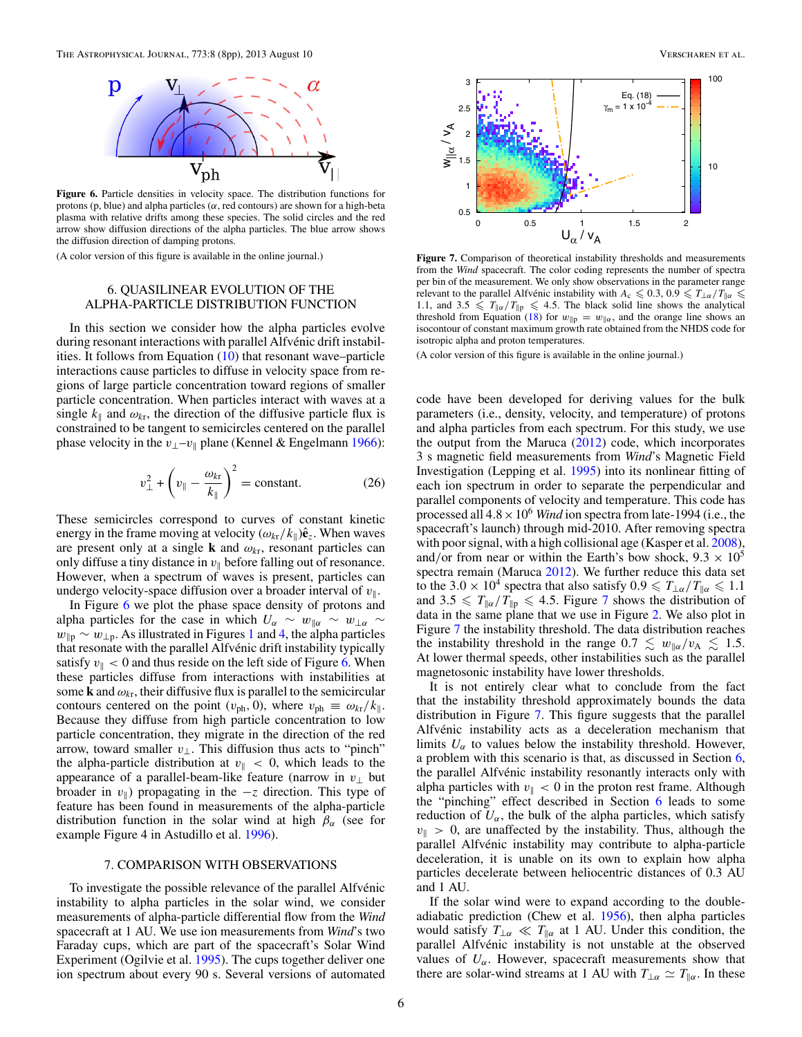**Figure 6.** Particle densities in velocity space. The distribution functions for protons (p, blue) and alpha particles ($\alpha$, red contours) are shown for a high-beta plasma with relative drifts among these species. The solid circles and the red arrow show diffusion directions of the alpha particles. The blue arrow shows the diffusion direction of damping protons.

(A color version of this figure is available in the online journal.)

## 6. QUASILINEAR EVOLUTION OF THE ALPHA-PARTICLE DISTRIBUTION FUNCTION

In this section we consider how the alpha particles evolve during resonant interactions with parallel Alfvénic drift instabilities. It follows from Equation (10) that resonant wave–particle interactions cause particles to diffuse in velocity space from regions of large particle concentration toward regions of smaller particle concentration. When particles interact with waves at a single $k_\parallel$ and $\omega_{kr}$, the direction of the diffusive particle flux is constrained to be tangent to semicircles centered on the parallel phase velocity in the $v_\perp$–$v_\parallel$ plane (Kennel & Engelmann 1966):

$$v_\perp^2 + \left(v_\parallel - \frac{\omega_{kr}}{k_\parallel}\right)^2 = \text{constant}. \qquad (26)$$

These semicircles correspond to curves of constant kinetic energy in the frame moving at velocity $(\omega_{kr}/k_\parallel)\hat{\mathbf{e}}_z$. When waves are present only at a single $\mathbf{k}$ and $\omega_{kr}$, resonant particles can only diffuse a tiny distance in $v_\parallel$ before falling out of resonance. However, when a spectrum of waves is present, particles can undergo velocity-space diffusion over a broader interval of $v_\parallel$.

In Figure 6 we plot the phase space density of protons and alpha particles for the case in which $U_\alpha \sim w_{\parallel\alpha} \sim w_{\perp\alpha} \sim w_{\parallel p} \sim w_{\perp p}$. As illustrated in Figures 1 and 4, the alpha particles that resonate with the parallel Alfvénic drift instability typically satisfy $v_\parallel < 0$ and thus reside on the left side of Figure 6. When these particles diffuse from interactions with instabilities at some $\mathbf{k}$ and $\omega_{kr}$, their diffusive flux is parallel to the semicircular contours centered on the point $(v_{\text{ph}}, 0)$, where $v_{\text{ph}} \equiv \omega_{kr}/k_\parallel$. Because they diffuse from high particle concentration to low particle concentration, they migrate in the direction of the red arrow, toward smaller $v_\perp$. This diffusion thus acts to "pinch" the alpha-particle distribution at $v_\parallel < 0$, which leads to the appearance of a parallel-beam-like feature (narrow in $v_\perp$ but broader in $v_\parallel$) propagating in the $-z$ direction. This type of feature has been found in measurements of the alpha-particle distribution function in the solar wind at high $\beta_\alpha$ (see for example Figure 4 in Astudillo et al. 1996).

## 7. COMPARISON WITH OBSERVATIONS

To investigate the possible relevance of the parallel Alfvénic instability to alpha particles in the solar wind, we consider measurements of alpha-particle differential flow from the *Wind* spacecraft at 1 AU. We use ion measurements from *Wind*'s two Faraday cups, which are part of the spacecraft's Solar Wind Experiment (Ogilvie et al. 1995). The cups together deliver one ion spectrum about every 90 s. Several versions of automated code have been developed for deriving values for the bulk parameters (i.e., density, velocity, and temperature) of protons and alpha particles from each spectrum. For this study, we use the output from the Maruca (2012) code, which incorporates 3 s magnetic field measurements from *Wind*'s Magnetic Field Investigation (Lepping et al. 1995) into its nonlinear fitting of each ion spectrum in order to separate the perpendicular and parallel components of velocity and temperature. This code has processed all $4.8 \times 10^6$ *Wind* ion spectra from late-1994 (i.e., the spacecraft's launch) through mid-2010. After removing spectra with poor signal, with a high collisional age (Kasper et al. 2008), and/or from near or within the Earth's bow shock, $9.3 \times 10^5$ spectra remain (Maruca 2012). We further reduce this data set to the $3.0 \times 10^4$ spectra that also satisfy $0.9 \leqslant T_{\perp\alpha}/T_{\parallel\alpha} \leqslant 1.1$ and $3.5 \leqslant T_{\parallel\alpha}/T_{\parallel p} \leqslant 4.5$. Figure 7 shows the distribution of data in the same plane that we use in Figure 2. We also plot in Figure 7 the instability threshold. The data distribution reaches the instability threshold in the range $0.7 \lesssim w_{\parallel\alpha}/v_A \lesssim 1.5$. At lower thermal speeds, other instabilities such as the parallel magnetosonic instability have lower thresholds.

**Figure 7.** Comparison of theoretical instability thresholds and measurements from the *Wind* spacecraft. The color coding represents the number of spectra per bin of the measurement. We only show observations in the parameter range relevant to the parallel Alfvénic instability with $A_c \leqslant 0.3$, $0.9 \leqslant T_{\perp\alpha}/T_{\parallel\alpha} \leqslant 1.1$, and $3.5 \leqslant T_{\parallel\alpha}/T_{\parallel p} \leqslant 4.5$. The black solid line shows the analytical threshold from Equation (18) for $w_{\parallel p} = w_{\parallel\alpha}$, and the orange line shows an isocontour of constant maximum growth rate obtained from the NHDS code for isotropic alpha and proton temperatures.

(A color version of this figure is available in the online journal.)

It is not entirely clear what to conclude from the fact that the instability threshold approximately bounds the data distribution in Figure 7. This figure suggests that the parallel Alfvénic instability acts as a deceleration mechanism that limits $U_\alpha$ to values below the instability threshold. However, a problem with this scenario is that, as discussed in Section 6, the parallel Alfvénic instability resonantly interacts only with alpha particles with $v_\parallel < 0$ in the proton rest frame. Although the "pinching" effect described in Section 6 leads to some reduction of $U_\alpha$, the bulk of the alpha particles, which satisfy $v_\parallel > 0$, are unaffected by the instability. Thus, although the parallel Alfvénic instability may contribute to alpha-particle deceleration, it is unable on its own to explain how alpha particles decelerate between heliocentric distances of 0.3 AU and 1 AU.

If the solar wind were to expand according to the double-adiabatic prediction (Chew et al. 1956), then alpha particles would satisfy $T_{\perp\alpha} \ll T_{\parallel\alpha}$ at 1 AU. Under this condition, the parallel Alfvénic instability is not unstable at the observed values of $U_\alpha$. However, spacecraft measurements show that there are solar-wind streams at 1 AU with $T_{\perp\alpha} \simeq T_{\parallel\alpha}$. In these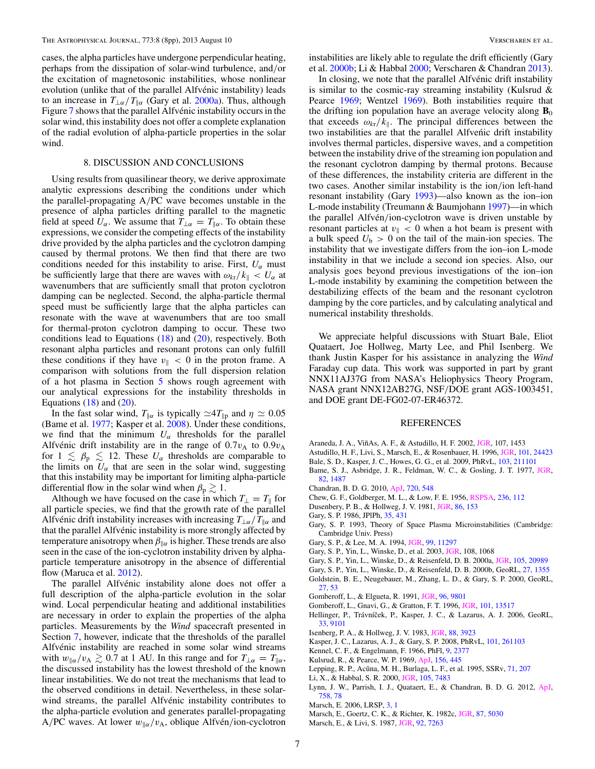cases, the alpha particles have undergone perpendicular heating, perhaps from the dissipation of solar-wind turbulence, and/or the excitation of magnetosonic instabilities, whose nonlinear evolution (unlike that of the parallel Alfvénic instability) leads to an increase in $T_{\perp\alpha}/T_{\parallel\alpha}$ (Gary et al. 2000a). Thus, although Figure 7 shows that the parallel Alfvénic instability occurs in the solar wind, this instability does not offer a complete explanation of the radial evolution of alpha-particle properties in the solar wind.

## 8. DISCUSSION AND CONCLUSIONS

Using results from quasilinear theory, we derive approximate analytic expressions describing the conditions under which the parallel-propagating A/PC wave becomes unstable in the presence of alpha particles drifting parallel to the magnetic field at speed $U_\alpha$. We assume that $T_{\perp\alpha} = T_{\parallel\alpha}$. To obtain these expressions, we consider the competing effects of the instability drive provided by the alpha particles and the cyclotron damping caused by thermal protons. We then find that there are two conditions needed for this instability to arise. First, $U_\alpha$ must be sufficiently large that there are waves with $\omega_{kr}/k_\parallel < U_\alpha$ at wavenumbers that are sufficiently small that proton cyclotron damping can be neglected. Second, the alpha-particle thermal speed must be sufficiently large that the alpha particles can resonate with the wave at wavenumbers that are too small for thermal-proton cyclotron damping to occur. These two conditions lead to Equations (18) and (20), respectively. Both resonant alpha particles and resonant protons can only fulfill these conditions if they have $v_\parallel < 0$ in the proton frame. A comparison with solutions from the full dispersion relation of a hot plasma in Section 5 shows rough agreement with our analytical expressions for the instability thresholds in Equations (18) and (20).

In the fast solar wind, $T_{\parallel\alpha}$ is typically $\simeq 4T_{\parallel \mathrm{p}}$ and $\eta \simeq 0.05$ (Bame et al. 1977; Kasper et al. 2008). Under these conditions, we find that the minimum $U_\alpha$ thresholds for the parallel Alfvénic drift instability are in the range of $0.7v_{\mathrm{A}}$ to $0.9v_{\mathrm{A}}$ for $1 \lesssim \beta_{\mathrm{p}} \lesssim 12$. These $U_\alpha$ thresholds are comparable to the limits on $U_\alpha$ that are seen in the solar wind, suggesting that this instability may be important for limiting alpha-particle differential flow in the solar wind when $\beta_{\mathrm{p}} \gtrsim 1$.

Although we have focused on the case in which $T_\perp = T_\parallel$ for all particle species, we find that the growth rate of the parallel Alfvénic drift instability increases with increasing $T_{\perp\alpha}/T_{\parallel\alpha}$ and that the parallel Alfvénic instability is more strongly affected by temperature anisotropy when $\beta_{\parallel\alpha}$ is higher. These trends are also seen in the case of the ion-cyclotron instability driven by alpha-particle temperature anisotropy in the absence of differential flow (Maruca et al. 2012).

The parallel Alfvénic instability alone does not offer a full description of the alpha-particle evolution in the solar wind. Local perpendicular heating and additional instabilities are necessary in order to explain the properties of the alpha particles. Measurements by the *Wind* spacecraft presented in Section 7, however, indicate that the thresholds of the parallel Alfvénic instability are reached in some solar wind streams with $w_{\parallel\alpha}/v_{\mathrm{A}} \gtrsim 0.7$ at 1 AU. In this range and for $T_{\perp\alpha} = T_{\parallel\alpha}$, the discussed instability has the lowest threshold of the known linear instabilities. We do not treat the mechanisms that lead to the observed conditions in detail. Nevertheless, in these solar-wind streams, the parallel Alfvénic instability contributes to the alpha-particle evolution and generates parallel-propagating A/PC waves. At lower $w_{\parallel\alpha}/v_{\mathrm{A}}$, oblique Alfvén/ion-cyclotron instabilities are likely able to regulate the drift efficiently (Gary et al. 2000b; Li & Habbal 2000; Verscharen & Chandran 2013).

In closing, we note that the parallel Alfvénic drift instability is similar to the cosmic-ray streaming instability (Kulsrud & Pearce 1969; Wentzel 1969). Both instabilities require that the drifting ion population have an average velocity along $\mathbf{B}_0$ that exceeds $\omega_{kr}/k_\parallel$. The principal differences between the two instabilities are that the parallel Alfveńic drift instability involves thermal particles, dispersive waves, and a competition between the instability drive of the streaming ion population and the resonant cyclotron damping by thermal protons. Because of these differences, the instability criteria are different in the two cases. Another similar instability is the ion/ion left-hand resonant instability (Gary 1993)—also known as the ion–ion L-mode instability (Treumann & Baumjohann 1997)—in which the parallel Alfvén/ion-cyclotron wave is driven unstable by resonant particles at $v_\parallel < 0$ when a hot beam is present with a bulk speed $U_{\mathrm{b}} > 0$ on the tail of the main-ion species. The instability that we investigate differs from the ion–ion L-mode instability in that we include a second ion species. Also, our analysis goes beyond previous investigations of the ion–ion L-mode instability by examining the competition between the destabilizing effects of the beam and the resonant cyclotron damping by the core particles, and by calculating analytical and numerical instability thresholds.

We appreciate helpful discussions with Stuart Bale, Eliot Quataert, Joe Hollweg, Marty Lee, and Phil Isenberg. We thank Justin Kasper for his assistance in analyzing the *Wind* Faraday cup data. This work was supported in part by grant NNX11AJ37G from NASA's Heliophysics Theory Program, NASA grant NNX12AB27G, NSF/DOE grant AGS-1003451, and DOE grant DE-FG02-07-ER46372.

## REFERENCES

Araneda, J. A., ViñAs, A. F., & Astudillo, H. F. 2002, JGR, 107, 1453
Astudillo, H. F., Livi, S., Marsch, E., & Rosenbauer, H. 1996, JGR, 101, 24423
Bale, S. D., Kasper, J. C., Howes, G. G., et al. 2009, PhRvL, 103, 211101
Bame, S. J., Asbridge, J. R., Feldman, W. C., & Gosling, J. T. 1977, JGR, 82, 1487
Chandran, B. D. G. 2010, ApJ, 720, 548
Chew, G. F., Goldberger, M. L., & Low, F. E. 1956, RSPSA, 236, 112
Dusenbery, P. B., & Hollweg, J. V. 1981, JGR, 86, 153
Gary, S. P. 1986, JPlPh, 35, 431
Gary, S. P. 1993, Theory of Space Plasma Microinstabilities (Cambridge: Cambridge Univ. Press)
Gary, S. P., & Lee, M. A. 1994, JGR, 99, 11297
Gary, S. P., Yin, L., Winske, D., et al. 2003, JGR, 108, 1068
Gary, S. P., Yin, L., Winske, D., & Reisenfeld, D. B. 2000a, JGR, 105, 20989
Gary, S. P., Yin, L., Winske, D., & Reisenfeld, D. B. 2000b, GeoRL, 27, 1355
Goldstein, B. E., Neugebauer, M., Zhang, L. D., & Gary, S. P. 2000, GeoRL, 27, 53
Gomberoff, L., & Elgueta, R. 1991, JGR, 96, 9801
Gomberoff, L., Gnavi, G., & Gratton, F. T. 1996, JGR, 101, 13517
Hellinger, P., Trávníček, P., Kasper, J. C., & Lazarus, A. J. 2006, GeoRL, 33, 9101
Isenberg, P. A., & Hollweg, J. V. 1983, JGR, 88, 3923
Kasper, J. C., Lazarus, A. J., & Gary, S. P. 2008, PhRvL, 101, 261103
Kennel, C. F., & Engelmann, F. 1966, PhFl, 9, 2377
Kulsrud, R., & Pearce, W. P. 1969, ApJ, 156, 445
Lepping, R. P., Acũna, M. H., Burlaga, L. F., et al. 1995, SSRv, 71, 207
Li, X., & Habbal, S. R. 2000, JGR, 105, 7483
Lynn, J. W., Parrish, I. J., Quataert, E., & Chandran, B. D. G. 2012, ApJ, 758, 78
Marsch, E. 2006, LRSP, 3, 1
Marsch, E., Goertz, C. K., & Richter, K. 1982c, JGR, 87, 5030
Marsch, E., & Livi, S. 1987, JGR, 92, 7263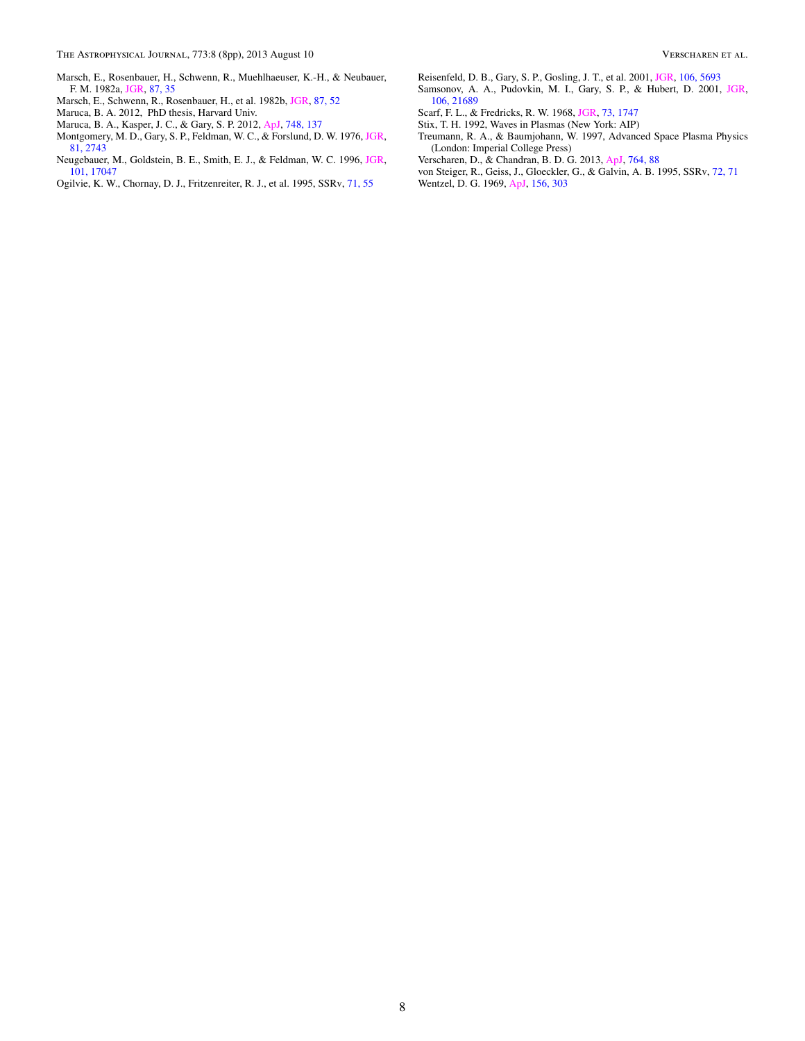Marsch, E., Rosenbauer, H., Schwenn, R., Muehlhaeuser, K.-H., & Neubauer, F. M. 1982a, JGR, 87, 35

Marsch, E., Schwenn, R., Rosenbauer, H., et al. 1982b, JGR, 87, 52

Maruca, B. A. 2012, PhD thesis, Harvard Univ.

Maruca, B. A., Kasper, J. C., & Gary, S. P. 2012, ApJ, 748, 137

Montgomery, M. D., Gary, S. P., Feldman, W. C., & Forslund, D. W. 1976, JGR, 81, 2743

Neugebauer, M., Goldstein, B. E., Smith, E. J., & Feldman, W. C. 1996, JGR, 101, 17047

Ogilvie, K. W., Chornay, D. J., Fritzenreiter, R. J., et al. 1995, SSRv, 71, 55

Reisenfeld, D. B., Gary, S. P., Gosling, J. T., et al. 2001, JGR, 106, 5693

Samsonov, A. A., Pudovkin, M. I., Gary, S. P., & Hubert, D. 2001, JGR, 106, 21689

Scarf, F. L., & Fredricks, R. W. 1968, JGR, 73, 1747

Stix, T. H. 1992, Waves in Plasmas (New York: AIP)

Treumann, R. A., & Baumjohann, W. 1997, Advanced Space Plasma Physics (London: Imperial College Press)

Verscharen, D., & Chandran, B. D. G. 2013, ApJ, 764, 88

von Steiger, R., Geiss, J., Gloeckler, G., & Galvin, A. B. 1995, SSRv, 72, 71

Wentzel, D. G. 1969, ApJ, 156, 303